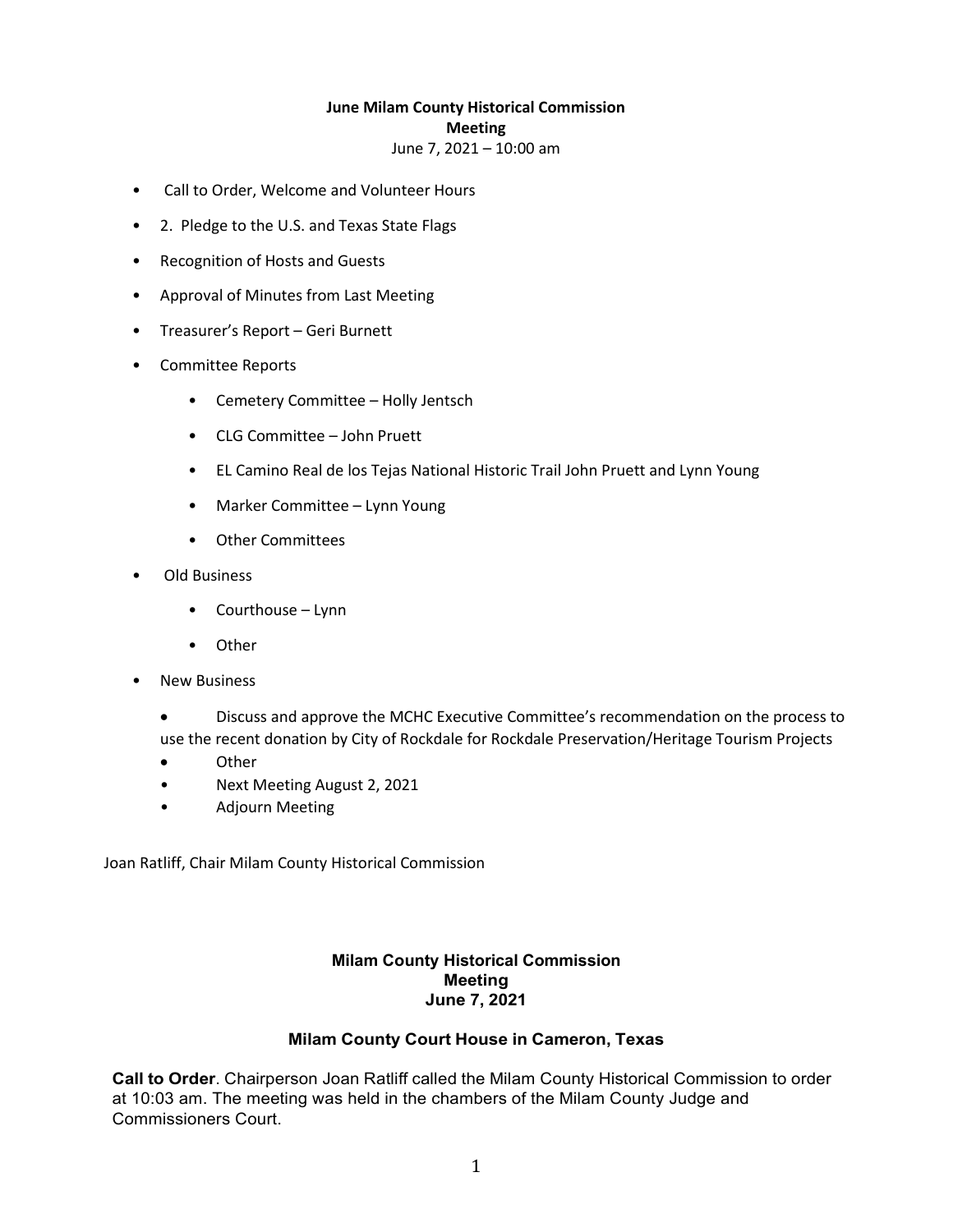**June Milam County Historical Commission**
**Meeting**
June 7, 2021 – 10:00 am

- Call to Order, Welcome and Volunteer Hours
- 2. Pledge to the U.S. and Texas State Flags
- Recognition of Hosts and Guests
- Approval of Minutes from Last Meeting
- Treasurer's Report – Geri Burnett
- Committee Reports
    - Cemetery Committee – Holly Jentsch
    - CLG Committee – John Pruett
    - EL Camino Real de los Tejas National Historic Trail John Pruett and Lynn Young
    - Marker Committee – Lynn Young
    - Other Committees
- Old Business
    - Courthouse – Lynn
    - Other
- New Business
    - Discuss and approve the MCHC Executive Committee's recommendation on the process to use the recent donation by City of Rockdale for Rockdale Preservation/Heritage Tourism Projects
    - Other
    - Next Meeting August 2, 2021
    - Adjourn Meeting

Joan Ratliff, Chair Milam County Historical Commission

**Milam County Historical Commission**
**Meeting**
**June 7, 2021**

**Milam County Court House in Cameron, Texas**

**Call to Order**. Chairperson Joan Ratliff called the Milam County Historical Commission to order at 10:03 am. The meeting was held in the chambers of the Milam County Judge and Commissioners Court.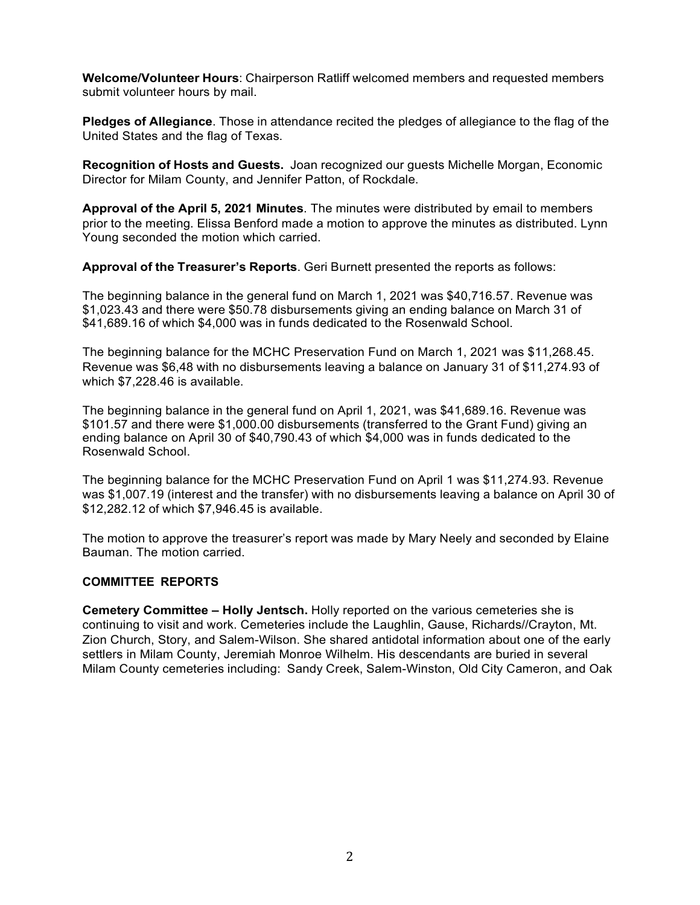**Welcome/Volunteer Hours**: Chairperson Ratliff welcomed members and requested members submit volunteer hours by mail.

**Pledges of Allegiance**. Those in attendance recited the pledges of allegiance to the flag of the United States and the flag of Texas.

**Recognition of Hosts and Guests.** Joan recognized our guests Michelle Morgan, Economic Director for Milam County, and Jennifer Patton, of Rockdale.

**Approval of the April 5, 2021 Minutes**. The minutes were distributed by email to members prior to the meeting. Elissa Benford made a motion to approve the minutes as distributed. Lynn Young seconded the motion which carried.

**Approval of the Treasurer's Reports**. Geri Burnett presented the reports as follows:

The beginning balance in the general fund on March 1, 2021 was $40,716.57. Revenue was $1,023.43 and there were $50.78 disbursements giving an ending balance on March 31 of $41,689.16 of which $4,000 was in funds dedicated to the Rosenwald School.

The beginning balance for the MCHC Preservation Fund on March 1, 2021 was $11,268.45. Revenue was $6,48 with no disbursements leaving a balance on January 31 of $11,274.93 of which $7,228.46 is available.

The beginning balance in the general fund on April 1, 2021, was $41,689.16. Revenue was $101.57 and there were $1,000.00 disbursements (transferred to the Grant Fund) giving an ending balance on April 30 of $40,790.43 of which $4,000 was in funds dedicated to the Rosenwald School.

The beginning balance for the MCHC Preservation Fund on April 1 was $11,274.93. Revenue was $1,007.19 (interest and the transfer) with no disbursements leaving a balance on April 30 of $12,282.12 of which $7,946.45 is available.

The motion to approve the treasurer's report was made by Mary Neely and seconded by Elaine Bauman. The motion carried.

**COMMITTEE REPORTS**

**Cemetery Committee – Holly Jentsch.** Holly reported on the various cemeteries she is continuing to visit and work. Cemeteries include the Laughlin, Gause, Richards//Crayton, Mt. Zion Church, Story, and Salem-Wilson. She shared antidotal information about one of the early settlers in Milam County, Jeremiah Monroe Wilhelm. His descendants are buried in several Milam County cemeteries including: Sandy Creek, Salem-Winston, Old City Cameron, and Oak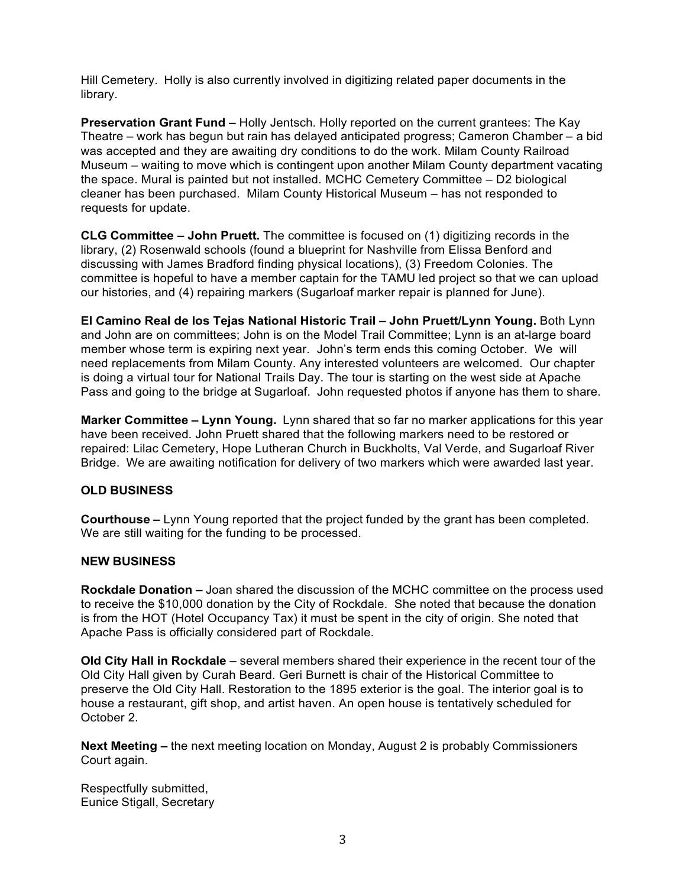Hill Cemetery. Holly is also currently involved in digitizing related paper documents in the library.

**Preservation Grant Fund –** Holly Jentsch. Holly reported on the current grantees: The Kay Theatre – work has begun but rain has delayed anticipated progress; Cameron Chamber – a bid was accepted and they are awaiting dry conditions to do the work. Milam County Railroad Museum – waiting to move which is contingent upon another Milam County department vacating the space. Mural is painted but not installed. MCHC Cemetery Committee – D2 biological cleaner has been purchased. Milam County Historical Museum – has not responded to requests for update.

**CLG Committee – John Pruett.** The committee is focused on (1) digitizing records in the library, (2) Rosenwald schools (found a blueprint for Nashville from Elissa Benford and discussing with James Bradford finding physical locations), (3) Freedom Colonies. The committee is hopeful to have a member captain for the TAMU led project so that we can upload our histories, and (4) repairing markers (Sugarloaf marker repair is planned for June).

**El Camino Real de los Tejas National Historic Trail – John Pruett/Lynn Young.** Both Lynn and John are on committees; John is on the Model Trail Committee; Lynn is an at-large board member whose term is expiring next year. John's term ends this coming October. We will need replacements from Milam County. Any interested volunteers are welcomed. Our chapter is doing a virtual tour for National Trails Day. The tour is starting on the west side at Apache Pass and going to the bridge at Sugarloaf. John requested photos if anyone has them to share.

**Marker Committee – Lynn Young.** Lynn shared that so far no marker applications for this year have been received. John Pruett shared that the following markers need to be restored or repaired: Lilac Cemetery, Hope Lutheran Church in Buckholts, Val Verde, and Sugarloaf River Bridge. We are awaiting notification for delivery of two markers which were awarded last year.

**OLD BUSINESS**

**Courthouse –** Lynn Young reported that the project funded by the grant has been completed. We are still waiting for the funding to be processed.

**NEW BUSINESS**

**Rockdale Donation –** Joan shared the discussion of the MCHC committee on the process used to receive the $10,000 donation by the City of Rockdale. She noted that because the donation is from the HOT (Hotel Occupancy Tax) it must be spent in the city of origin. She noted that Apache Pass is officially considered part of Rockdale.

**Old City Hall in Rockdale** – several members shared their experience in the recent tour of the Old City Hall given by Curah Beard. Geri Burnett is chair of the Historical Committee to preserve the Old City Hall. Restoration to the 1895 exterior is the goal. The interior goal is to house a restaurant, gift shop, and artist haven. An open house is tentatively scheduled for October 2.

**Next Meeting –** the next meeting location on Monday, August 2 is probably Commissioners Court again.

Respectfully submitted,
Eunice Stigall, Secretary